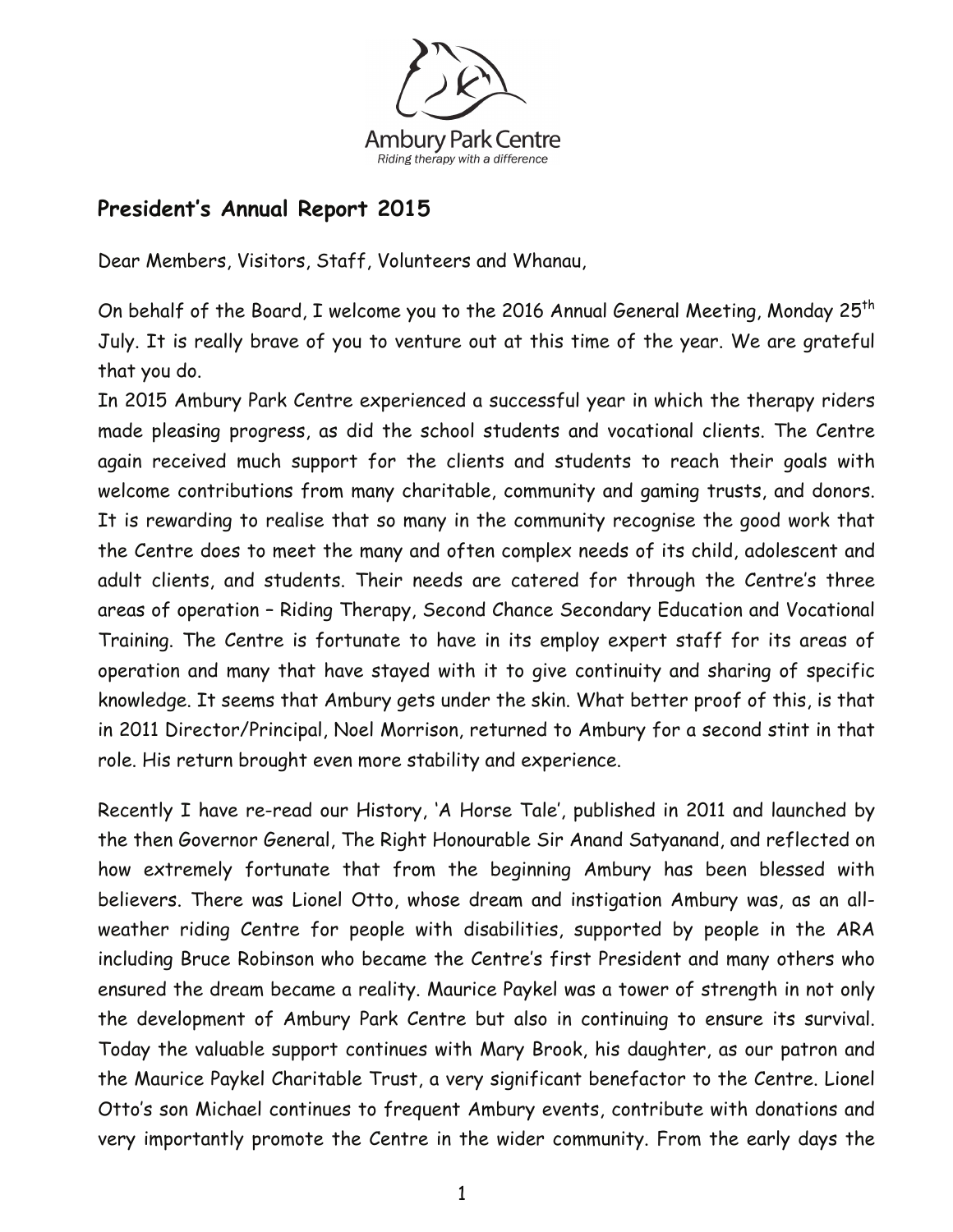Ambury Park Centre

*Riding therapy with a difference*

## President's Annual Report 2015

Dear Members, Visitors, Staff, Volunteers and Whanau,

On behalf of the Board, I welcome you to the 2016 Annual General Meeting, Monday 25th July. It is really brave of you to venture out at this time of the year. We are grateful that you do.

In 2015 Ambury Park Centre experienced a successful year in which the therapy riders made pleasing progress, as did the school students and vocational clients. The Centre again received much support for the clients and students to reach their goals with welcome contributions from many charitable, community and gaming trusts, and donors. It is rewarding to realise that so many in the community recognise the good work that the Centre does to meet the many and often complex needs of its child, adolescent and adult clients, and students. Their needs are catered for through the Centre's three areas of operation – Riding Therapy, Second Chance Secondary Education and Vocational Training. The Centre is fortunate to have in its employ expert staff for its areas of operation and many that have stayed with it to give continuity and sharing of specific knowledge. It seems that Ambury gets under the skin. What better proof of this, is that in 2011 Director/Principal, Noel Morrison, returned to Ambury for a second stint in that role. His return brought even more stability and experience.

Recently I have re-read our History, 'A Horse Tale', published in 2011 and launched by the then Governor General, The Right Honourable Sir Anand Satyanand, and reflected on how extremely fortunate that from the beginning Ambury has been blessed with believers. There was Lionel Otto, whose dream and instigation Ambury was, as an all-weather riding Centre for people with disabilities, supported by people in the ARA including Bruce Robinson who became the Centre's first President and many others who ensured the dream became a reality. Maurice Paykel was a tower of strength in not only the development of Ambury Park Centre but also in continuing to ensure its survival. Today the valuable support continues with Mary Brook, his daughter, as our patron and the Maurice Paykel Charitable Trust, a very significant benefactor to the Centre. Lionel Otto's son Michael continues to frequent Ambury events, contribute with donations and very importantly promote the Centre in the wider community. From the early days the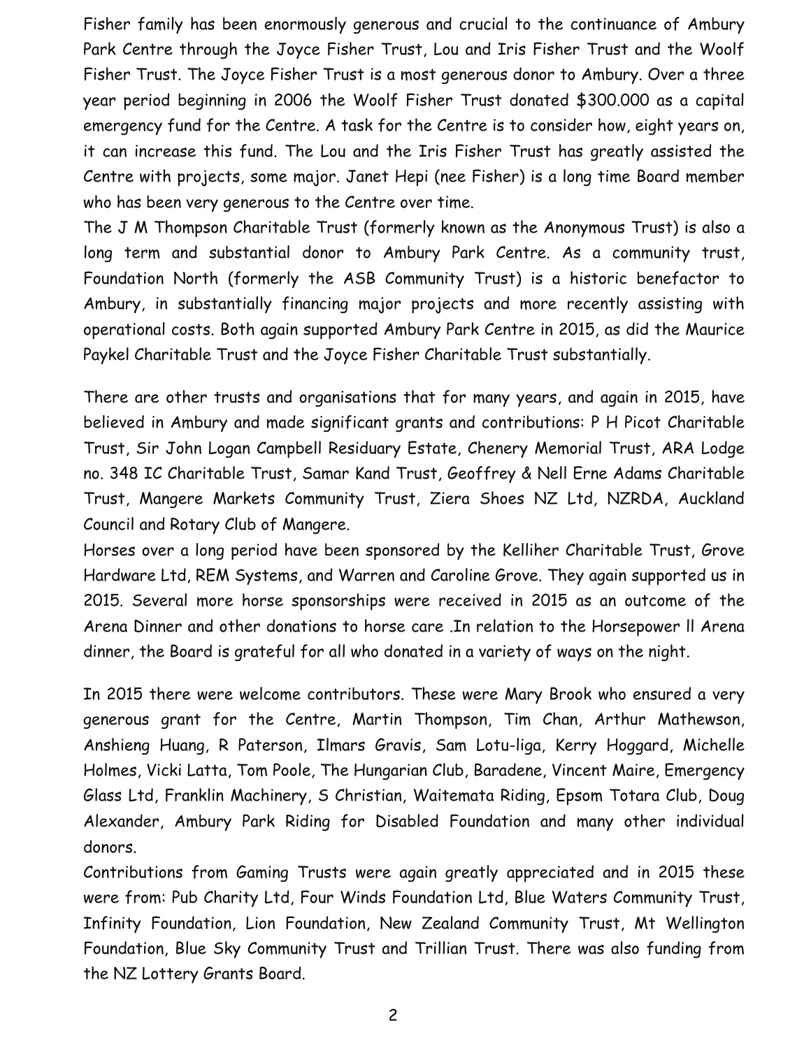Fisher family has been enormously generous and crucial to the continuance of Ambury Park Centre through the Joyce Fisher Trust, Lou and Iris Fisher Trust and the Woolf Fisher Trust. The Joyce Fisher Trust is a most generous donor to Ambury. Over a three year period beginning in 2006 the Woolf Fisher Trust donated $300.000 as a capital emergency fund for the Centre. A task for the Centre is to consider how, eight years on, it can increase this fund. The Lou and the Iris Fisher Trust has greatly assisted the Centre with projects, some major. Janet Hepi (nee Fisher) is a long time Board member who has been very generous to the Centre over time.

The J M Thompson Charitable Trust (formerly known as the Anonymous Trust) is also a long term and substantial donor to Ambury Park Centre. As a community trust, Foundation North (formerly the ASB Community Trust) is a historic benefactor to Ambury, in substantially financing major projects and more recently assisting with operational costs. Both again supported Ambury Park Centre in 2015, as did the Maurice Paykel Charitable Trust and the Joyce Fisher Charitable Trust substantially.

There are other trusts and organisations that for many years, and again in 2015, have believed in Ambury and made significant grants and contributions: P H Picot Charitable Trust, Sir John Logan Campbell Residuary Estate, Chenery Memorial Trust, ARA Lodge no. 348 IC Charitable Trust, Samar Kand Trust, Geoffrey & Nell Erne Adams Charitable Trust, Mangere Markets Community Trust, Ziera Shoes NZ Ltd, NZRDA, Auckland Council and Rotary Club of Mangere.

Horses over a long period have been sponsored by the Kelliher Charitable Trust, Grove Hardware Ltd, REM Systems, and Warren and Caroline Grove. They again supported us in 2015. Several more horse sponsorships were received in 2015 as an outcome of the Arena Dinner and other donations to horse care .In relation to the Horsepower ll Arena dinner, the Board is grateful for all who donated in a variety of ways on the night.

In 2015 there were welcome contributors. These were Mary Brook who ensured a very generous grant for the Centre, Martin Thompson, Tim Chan, Arthur Mathewson, Anshieng Huang, R Paterson, Ilmars Gravis, Sam Lotu-liga, Kerry Hoggard, Michelle Holmes, Vicki Latta, Tom Poole, The Hungarian Club, Baradene, Vincent Maire, Emergency Glass Ltd, Franklin Machinery, S Christian, Waitemata Riding, Epsom Totara Club, Doug Alexander, Ambury Park Riding for Disabled Foundation and many other individual donors.

Contributions from Gaming Trusts were again greatly appreciated and in 2015 these were from: Pub Charity Ltd, Four Winds Foundation Ltd, Blue Waters Community Trust, Infinity Foundation, Lion Foundation, New Zealand Community Trust, Mt Wellington Foundation, Blue Sky Community Trust and Trillian Trust. There was also funding from the NZ Lottery Grants Board.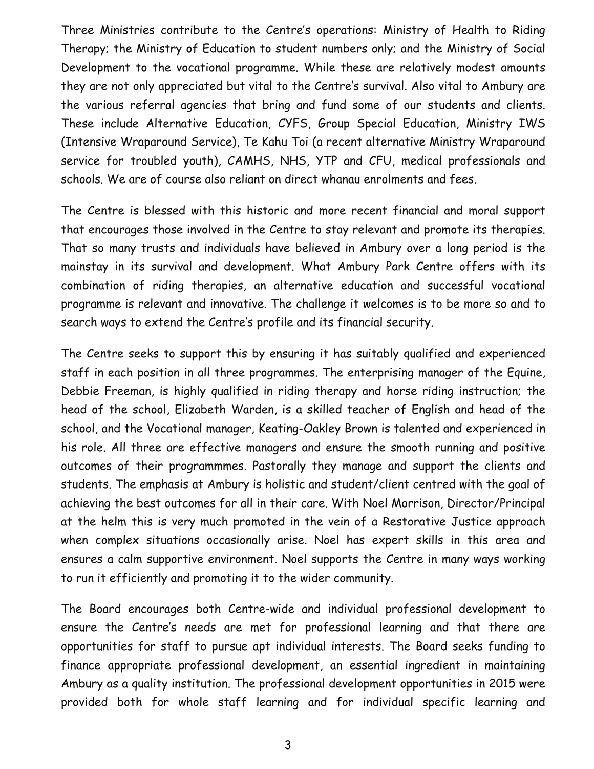Three Ministries contribute to the Centre's operations: Ministry of Health to Riding Therapy; the Ministry of Education to student numbers only; and the Ministry of Social Development to the vocational programme. While these are relatively modest amounts they are not only appreciated but vital to the Centre's survival. Also vital to Ambury are the various referral agencies that bring and fund some of our students and clients. These include Alternative Education, CYFS, Group Special Education, Ministry IWS (Intensive Wraparound Service), Te Kahu Toi (a recent alternative Ministry Wraparound service for troubled youth), CAMHS, NHS, YTP and CFU, medical professionals and schools. We are of course also reliant on direct whanau enrolments and fees.

The Centre is blessed with this historic and more recent financial and moral support that encourages those involved in the Centre to stay relevant and promote its therapies. That so many trusts and individuals have believed in Ambury over a long period is the mainstay in its survival and development. What Ambury Park Centre offers with its combination of riding therapies, an alternative education and successful vocational programme is relevant and innovative. The challenge it welcomes is to be more so and to search ways to extend the Centre's profile and its financial security.

The Centre seeks to support this by ensuring it has suitably qualified and experienced staff in each position in all three programmes. The enterprising manager of the Equine, Debbie Freeman, is highly qualified in riding therapy and horse riding instruction; the head of the school, Elizabeth Warden, is a skilled teacher of English and head of the school, and the Vocational manager, Keating-Oakley Brown is talented and experienced in his role. All three are effective managers and ensure the smooth running and positive outcomes of their programmmes. Pastorally they manage and support the clients and students. The emphasis at Ambury is holistic and student/client centred with the goal of achieving the best outcomes for all in their care. With Noel Morrison, Director/Principal at the helm this is very much promoted in the vein of a Restorative Justice approach when complex situations occasionally arise. Noel has expert skills in this area and ensures a calm supportive environment. Noel supports the Centre in many ways working to run it efficiently and promoting it to the wider community.

The Board encourages both Centre-wide and individual professional development to ensure the Centre's needs are met for professional learning and that there are opportunities for staff to pursue apt individual interests. The Board seeks funding to finance appropriate professional development, an essential ingredient in maintaining Ambury as a quality institution. The professional development opportunities in 2015 were provided both for whole staff learning and for individual specific learning and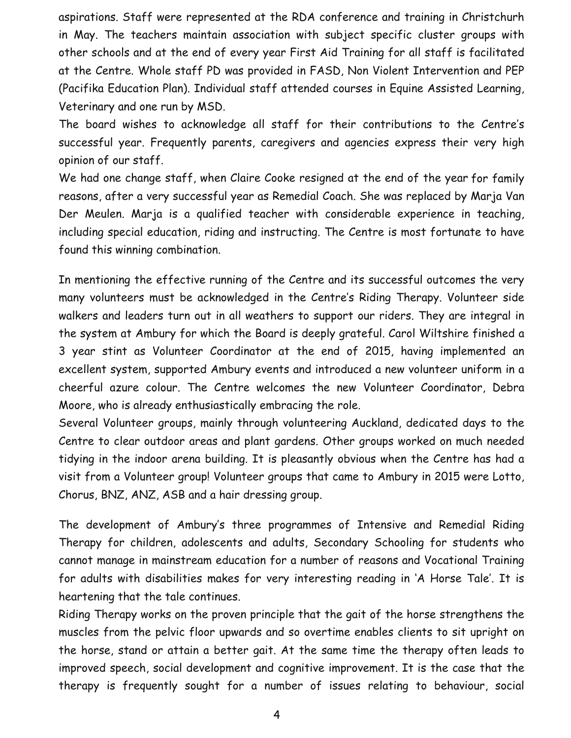aspirations. Staff were represented at the RDA conference and training in Christchurh in May. The teachers maintain association with subject specific cluster groups with other schools and at the end of every year First Aid Training for all staff is facilitated at the Centre. Whole staff PD was provided in FASD, Non Violent Intervention and PEP (Pacifika Education Plan). Individual staff attended courses in Equine Assisted Learning, Veterinary and one run by MSD.

The board wishes to acknowledge all staff for their contributions to the Centre's successful year. Frequently parents, caregivers and agencies express their very high opinion of our staff.

We had one change staff, when Claire Cooke resigned at the end of the year for family reasons, after a very successful year as Remedial Coach. She was replaced by Marja Van Der Meulen. Marja is a qualified teacher with considerable experience in teaching, including special education, riding and instructing. The Centre is most fortunate to have found this winning combination.

In mentioning the effective running of the Centre and its successful outcomes the very many volunteers must be acknowledged in the Centre's Riding Therapy. Volunteer side walkers and leaders turn out in all weathers to support our riders. They are integral in the system at Ambury for which the Board is deeply grateful. Carol Wiltshire finished a 3 year stint as Volunteer Coordinator at the end of 2015, having implemented an excellent system, supported Ambury events and introduced a new volunteer uniform in a cheerful azure colour. The Centre welcomes the new Volunteer Coordinator, Debra Moore, who is already enthusiastically embracing the role.

Several Volunteer groups, mainly through volunteering Auckland, dedicated days to the Centre to clear outdoor areas and plant gardens. Other groups worked on much needed tidying in the indoor arena building. It is pleasantly obvious when the Centre has had a visit from a Volunteer group! Volunteer groups that came to Ambury in 2015 were Lotto, Chorus, BNZ, ANZ, ASB and a hair dressing group.

The development of Ambury's three programmes of Intensive and Remedial Riding Therapy for children, adolescents and adults, Secondary Schooling for students who cannot manage in mainstream education for a number of reasons and Vocational Training for adults with disabilities makes for very interesting reading in 'A Horse Tale'. It is heartening that the tale continues.

Riding Therapy works on the proven principle that the gait of the horse strengthens the muscles from the pelvic floor upwards and so overtime enables clients to sit upright on the horse, stand or attain a better gait. At the same time the therapy often leads to improved speech, social development and cognitive improvement. It is the case that the therapy is frequently sought for a number of issues relating to behaviour, social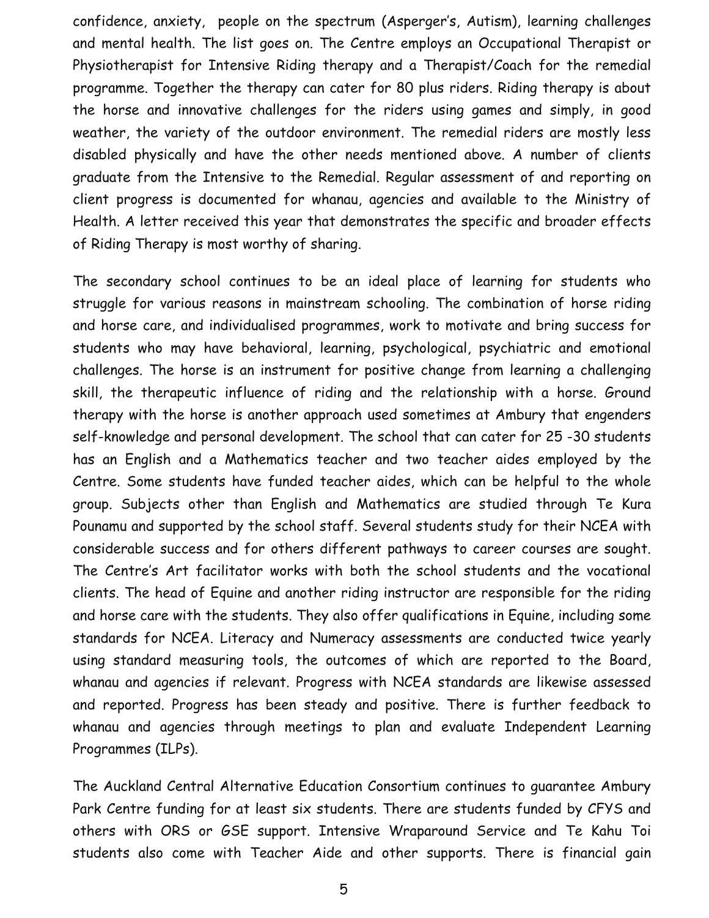confidence, anxiety, people on the spectrum (Asperger's, Autism), learning challenges and mental health. The list goes on. The Centre employs an Occupational Therapist or Physiotherapist for Intensive Riding therapy and a Therapist/Coach for the remedial programme. Together the therapy can cater for 80 plus riders. Riding therapy is about the horse and innovative challenges for the riders using games and simply, in good weather, the variety of the outdoor environment. The remedial riders are mostly less disabled physically and have the other needs mentioned above. A number of clients graduate from the Intensive to the Remedial. Regular assessment of and reporting on client progress is documented for whanau, agencies and available to the Ministry of Health. A letter received this year that demonstrates the specific and broader effects of Riding Therapy is most worthy of sharing.

The secondary school continues to be an ideal place of learning for students who struggle for various reasons in mainstream schooling. The combination of horse riding and horse care, and individualised programmes, work to motivate and bring success for students who may have behavioral, learning, psychological, psychiatric and emotional challenges. The horse is an instrument for positive change from learning a challenging skill, the therapeutic influence of riding and the relationship with a horse. Ground therapy with the horse is another approach used sometimes at Ambury that engenders self-knowledge and personal development. The school that can cater for 25 -30 students has an English and a Mathematics teacher and two teacher aides employed by the Centre. Some students have funded teacher aides, which can be helpful to the whole group. Subjects other than English and Mathematics are studied through Te Kura Pounamu and supported by the school staff. Several students study for their NCEA with considerable success and for others different pathways to career courses are sought. The Centre's Art facilitator works with both the school students and the vocational clients. The head of Equine and another riding instructor are responsible for the riding and horse care with the students. They also offer qualifications in Equine, including some standards for NCEA. Literacy and Numeracy assessments are conducted twice yearly using standard measuring tools, the outcomes of which are reported to the Board, whanau and agencies if relevant. Progress with NCEA standards are likewise assessed and reported. Progress has been steady and positive. There is further feedback to whanau and agencies through meetings to plan and evaluate Independent Learning Programmes (ILPs).

The Auckland Central Alternative Education Consortium continues to guarantee Ambury Park Centre funding for at least six students. There are students funded by CFYS and others with ORS or GSE support. Intensive Wraparound Service and Te Kahu Toi students also come with Teacher Aide and other supports. There is financial gain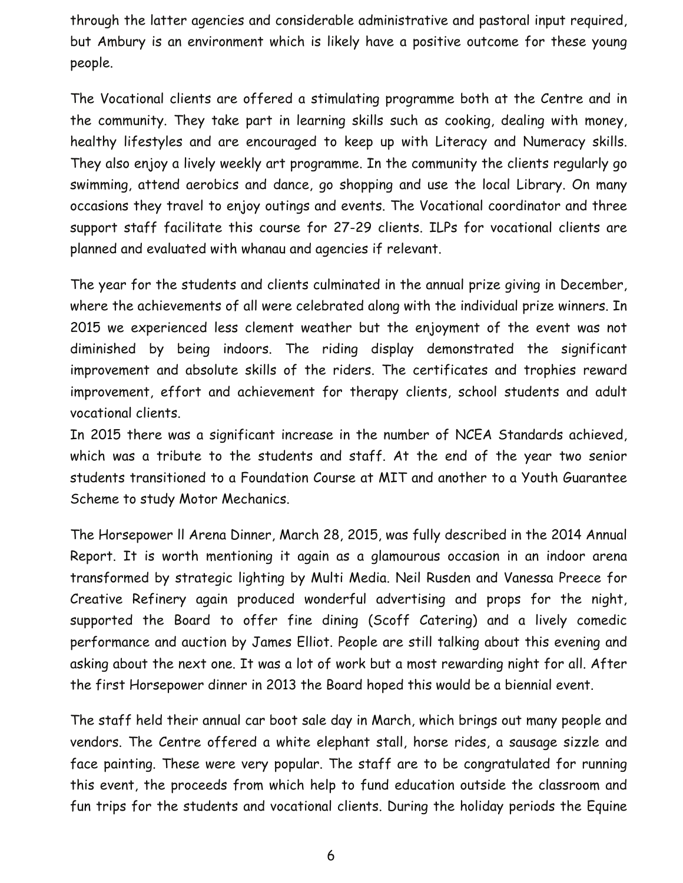through the latter agencies and considerable administrative and pastoral input required, but Ambury is an environment which is likely have a positive outcome for these young people.

The Vocational clients are offered a stimulating programme both at the Centre and in the community. They take part in learning skills such as cooking, dealing with money, healthy lifestyles and are encouraged to keep up with Literacy and Numeracy skills. They also enjoy a lively weekly art programme. In the community the clients regularly go swimming, attend aerobics and dance, go shopping and use the local Library. On many occasions they travel to enjoy outings and events. The Vocational coordinator and three support staff facilitate this course for 27-29 clients. ILPs for vocational clients are planned and evaluated with whanau and agencies if relevant.

The year for the students and clients culminated in the annual prize giving in December, where the achievements of all were celebrated along with the individual prize winners. In 2015 we experienced less clement weather but the enjoyment of the event was not diminished by being indoors. The riding display demonstrated the significant improvement and absolute skills of the riders. The certificates and trophies reward improvement, effort and achievement for therapy clients, school students and adult vocational clients.

In 2015 there was a significant increase in the number of NCEA Standards achieved, which was a tribute to the students and staff. At the end of the year two senior students transitioned to a Foundation Course at MIT and another to a Youth Guarantee Scheme to study Motor Mechanics.

The Horsepower ll Arena Dinner, March 28, 2015, was fully described in the 2014 Annual Report. It is worth mentioning it again as a glamourous occasion in an indoor arena transformed by strategic lighting by Multi Media. Neil Rusden and Vanessa Preece for Creative Refinery again produced wonderful advertising and props for the night, supported the Board to offer fine dining (Scoff Catering) and a lively comedic performance and auction by James Elliot. People are still talking about this evening and asking about the next one. It was a lot of work but a most rewarding night for all. After the first Horsepower dinner in 2013 the Board hoped this would be a biennial event.

The staff held their annual car boot sale day in March, which brings out many people and vendors. The Centre offered a white elephant stall, horse rides, a sausage sizzle and face painting. These were very popular. The staff are to be congratulated for running this event, the proceeds from which help to fund education outside the classroom and fun trips for the students and vocational clients. During the holiday periods the Equine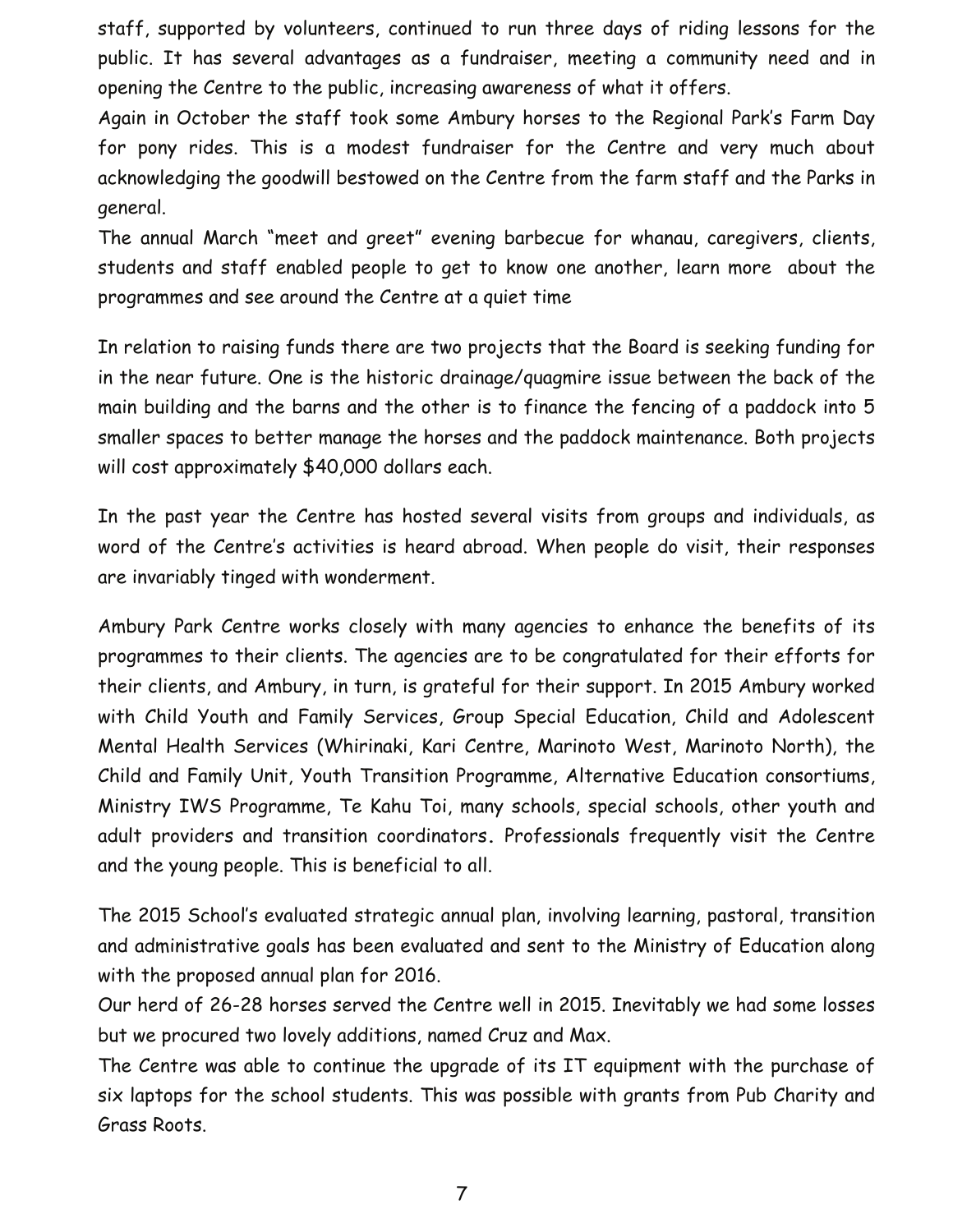staff, supported by volunteers, continued to run three days of riding lessons for the public. It has several advantages as a fundraiser, meeting a community need and in opening the Centre to the public, increasing awareness of what it offers.

Again in October the staff took some Ambury horses to the Regional Park's Farm Day for pony rides. This is a modest fundraiser for the Centre and very much about acknowledging the goodwill bestowed on the Centre from the farm staff and the Parks in general.

The annual March "meet and greet" evening barbecue for whanau, caregivers, clients, students and staff enabled people to get to know one another, learn more about the programmes and see around the Centre at a quiet time

In relation to raising funds there are two projects that the Board is seeking funding for in the near future. One is the historic drainage/quagmire issue between the back of the main building and the barns and the other is to finance the fencing of a paddock into 5 smaller spaces to better manage the horses and the paddock maintenance. Both projects will cost approximately $40,000 dollars each.

In the past year the Centre has hosted several visits from groups and individuals, as word of the Centre's activities is heard abroad. When people do visit, their responses are invariably tinged with wonderment.

Ambury Park Centre works closely with many agencies to enhance the benefits of its programmes to their clients. The agencies are to be congratulated for their efforts for their clients, and Ambury, in turn, is grateful for their support. In 2015 Ambury worked with Child Youth and Family Services, Group Special Education, Child and Adolescent Mental Health Services (Whirinaki, Kari Centre, Marinoto West, Marinoto North), the Child and Family Unit, Youth Transition Programme, Alternative Education consortiums, Ministry IWS Programme, Te Kahu Toi, many schools, special schools, other youth and adult providers and transition coordinators. Professionals frequently visit the Centre and the young people. This is beneficial to all.

The 2015 School's evaluated strategic annual plan, involving learning, pastoral, transition and administrative goals has been evaluated and sent to the Ministry of Education along with the proposed annual plan for 2016.

Our herd of 26-28 horses served the Centre well in 2015. Inevitably we had some losses but we procured two lovely additions, named Cruz and Max.

The Centre was able to continue the upgrade of its IT equipment with the purchase of six laptops for the school students. This was possible with grants from Pub Charity and Grass Roots.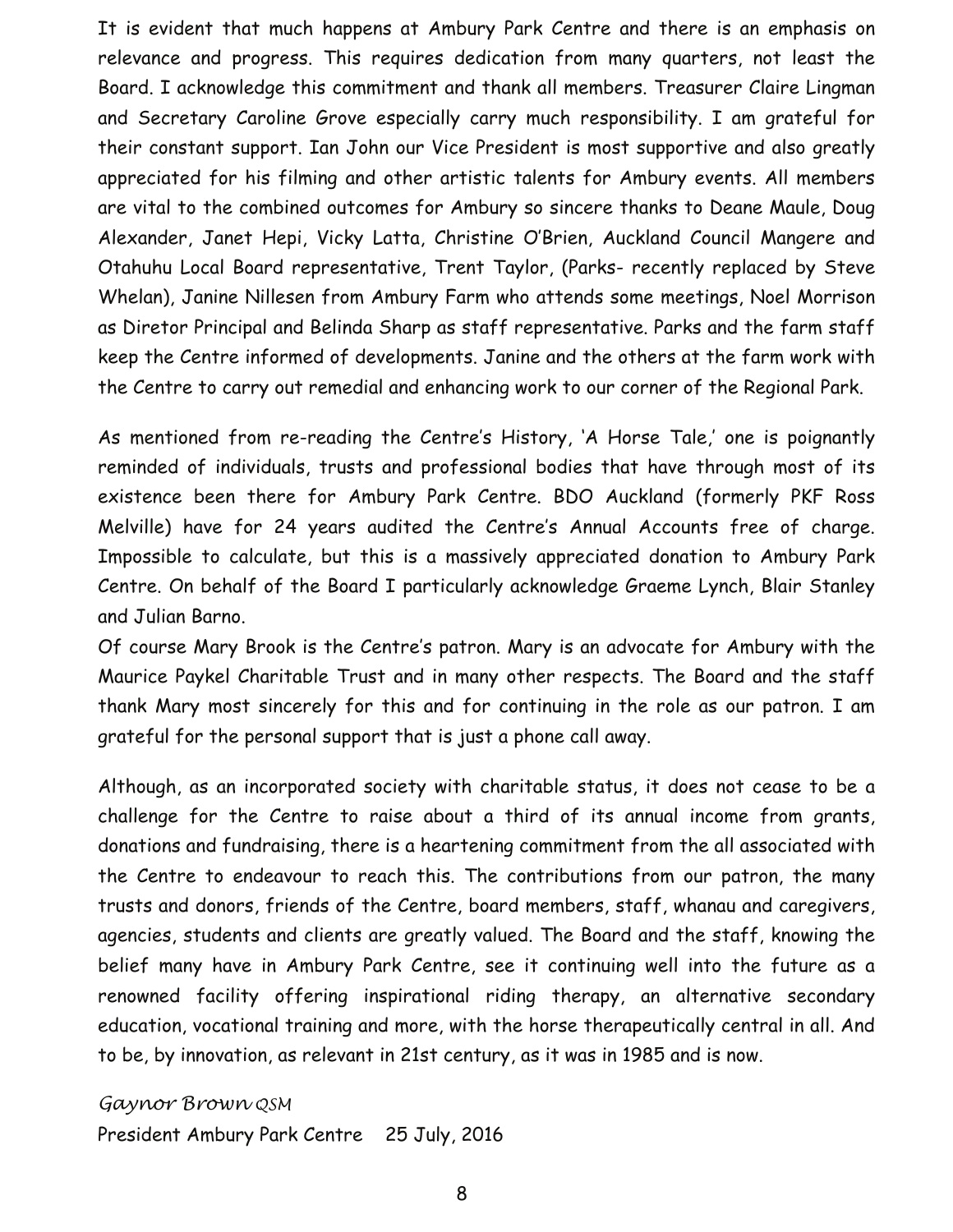It is evident that much happens at Ambury Park Centre and there is an emphasis on relevance and progress. This requires dedication from many quarters, not least the Board. I acknowledge this commitment and thank all members. Treasurer Claire Lingman and Secretary Caroline Grove especially carry much responsibility. I am grateful for their constant support. Ian John our Vice President is most supportive and also greatly appreciated for his filming and other artistic talents for Ambury events. All members are vital to the combined outcomes for Ambury so sincere thanks to Deane Maule, Doug Alexander, Janet Hepi, Vicky Latta, Christine O'Brien, Auckland Council Mangere and Otahuhu Local Board representative, Trent Taylor, (Parks- recently replaced by Steve Whelan), Janine Nillesen from Ambury Farm who attends some meetings, Noel Morrison as Diretor Principal and Belinda Sharp as staff representative. Parks and the farm staff keep the Centre informed of developments. Janine and the others at the farm work with the Centre to carry out remedial and enhancing work to our corner of the Regional Park.

As mentioned from re-reading the Centre's History, 'A Horse Tale,' one is poignantly reminded of individuals, trusts and professional bodies that have through most of its existence been there for Ambury Park Centre. BDO Auckland (formerly PKF Ross Melville) have for 24 years audited the Centre's Annual Accounts free of charge. Impossible to calculate, but this is a massively appreciated donation to Ambury Park Centre. On behalf of the Board I particularly acknowledge Graeme Lynch, Blair Stanley and Julian Barno.

Of course Mary Brook is the Centre's patron. Mary is an advocate for Ambury with the Maurice Paykel Charitable Trust and in many other respects. The Board and the staff thank Mary most sincerely for this and for continuing in the role as our patron. I am grateful for the personal support that is just a phone call away.

Although, as an incorporated society with charitable status, it does not cease to be a challenge for the Centre to raise about a third of its annual income from grants, donations and fundraising, there is a heartening commitment from the all associated with the Centre to endeavour to reach this. The contributions from our patron, the many trusts and donors, friends of the Centre, board members, staff, whanau and caregivers, agencies, students and clients are greatly valued. The Board and the staff, knowing the belief many have in Ambury Park Centre, see it continuing well into the future as a renowned facility offering inspirational riding therapy, an alternative secondary education, vocational training and more, with the horse therapeutically central in all. And to be, by innovation, as relevant in 21st century, as it was in 1985 and is now.

*Gaynor Brown* QSM

President Ambury Park Centre 25 July, 2016